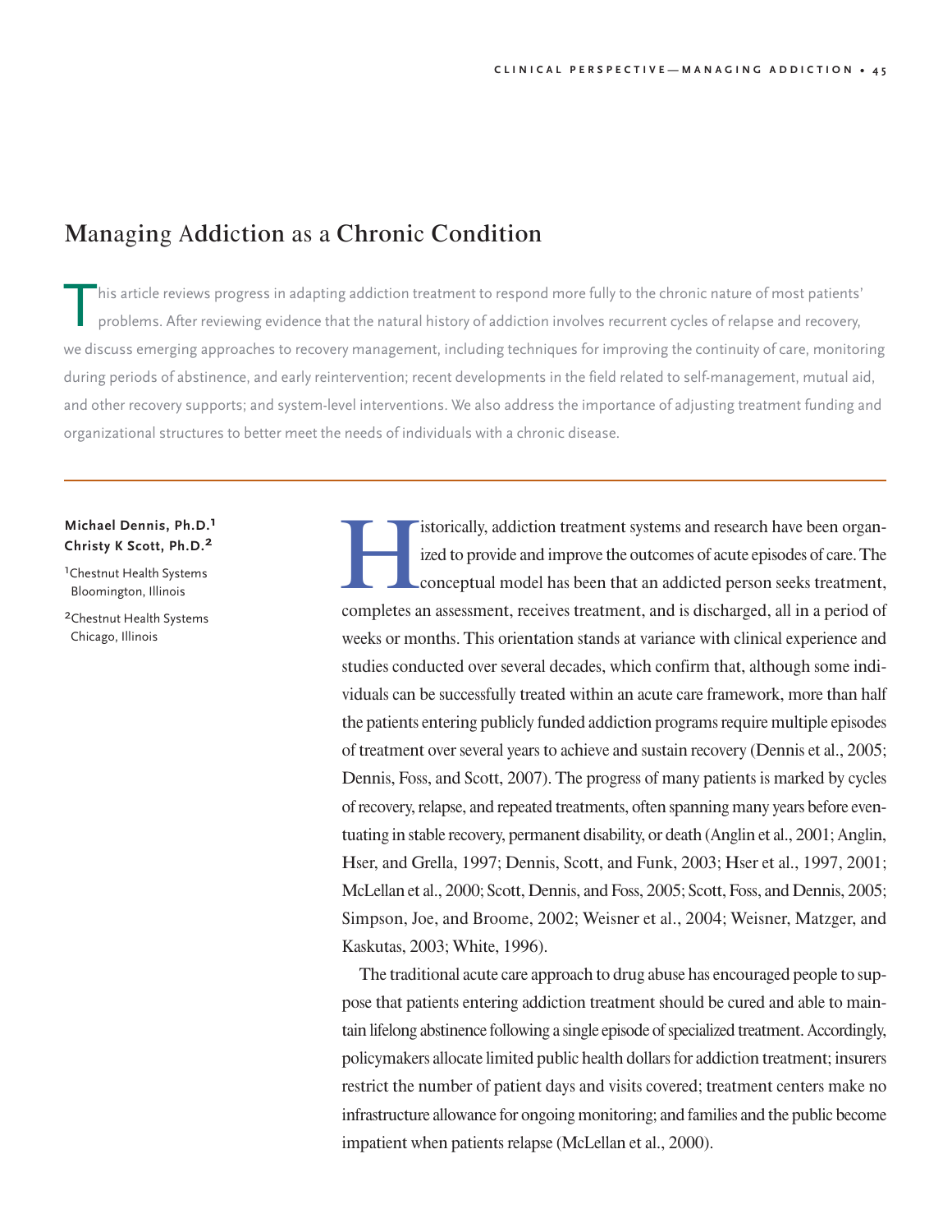# Managing Addiction as a Chronic Condition

This article reviews progress in adapting addiction treatment to respond more fully to the chronic nature of most patients' problems. After reviewing evidence that the natural history of addiction involves recurrent cycles of relapse and recovery, we discuss emerging approaches to recovery management, including techniques for improving the continuity of care, monitoring during periods of abstinence, and early reintervention; recent developments in the field related to self-management, mutual aid, and other recovery supports; and system-level interventions. We also address the importance of adjusting treatment funding and organizational structures to better meet the needs of individuals with a chronic disease.

**Michael Dennis, Ph.D.[1]**
**Christy K Scott, Ph.D.[2]**

[1]Chestnut Health Systems
Bloomington, Illinois

[2]Chestnut Health Systems
Chicago, Illinois

Historically, addiction treatment systems and research have been organized to provide and improve the outcomes of acute episodes of care. The conceptual model has been that an addicted person seeks treatment, completes an assessment, receives treatment, and is discharged, all in a period of weeks or months. This orientation stands at variance with clinical experience and studies conducted over several decades, which confirm that, although some individuals can be successfully treated within an acute care framework, more than half the patients entering publicly funded addiction programs require multiple episodes of treatment over several years to achieve and sustain recovery (Dennis et al., 2005; Dennis, Foss, and Scott, 2007). The progress of many patients is marked by cycles of recovery, relapse, and repeated treatments, often spanning many years before eventuating in stable recovery, permanent disability, or death (Anglin et al., 2001; Anglin, Hser, and Grella, 1997; Dennis, Scott, and Funk, 2003; Hser et al., 1997, 2001; McLellan et al., 2000; Scott, Dennis, and Foss, 2005; Scott, Foss, and Dennis, 2005; Simpson, Joe, and Broome, 2002; Weisner et al., 2004; Weisner, Matzger, and Kaskutas, 2003; White, 1996).

The traditional acute care approach to drug abuse has encouraged people to suppose that patients entering addiction treatment should be cured and able to maintain lifelong abstinence following a single episode of specialized treatment. Accordingly, policymakers allocate limited public health dollars for addiction treatment; insurers restrict the number of patient days and visits covered; treatment centers make no infrastructure allowance for ongoing monitoring; and families and the public become impatient when patients relapse (McLellan et al., 2000).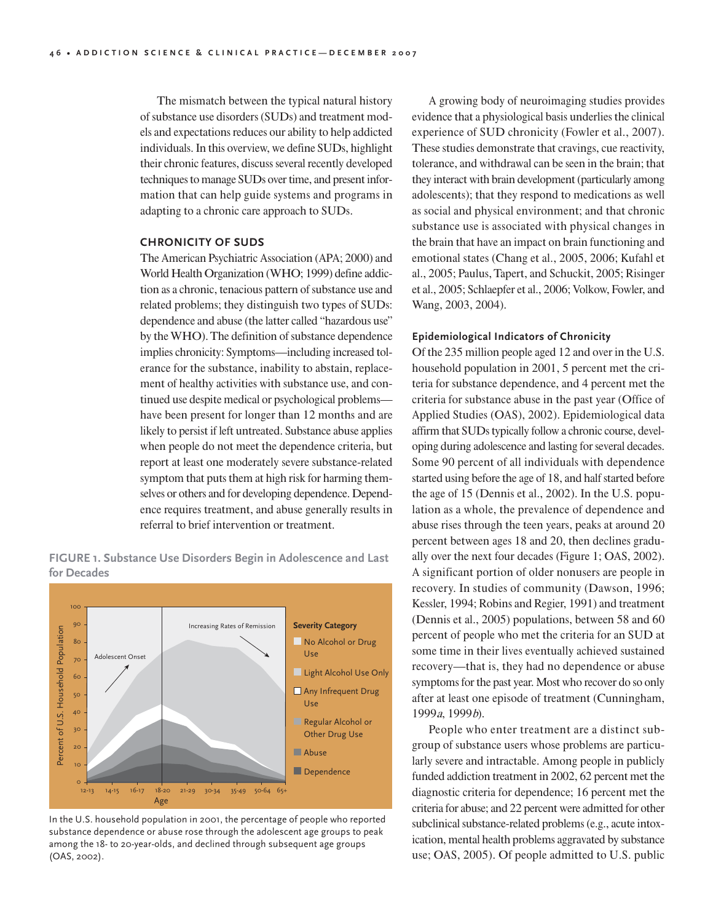The mismatch between the typical natural history of substance use disorders (SUDs) and treatment models and expectations reduces our ability to help addicted individuals. In this overview, we define SUDs, highlight their chronic features, discuss several recently developed techniques to manage SUDs over time, and present information that can help guide systems and programs in adapting to a chronic care approach to SUDs.

## CHRONICITY OF SUDS

The American Psychiatric Association (APA; 2000) and World Health Organization (WHO; 1999) define addiction as a chronic, tenacious pattern of substance use and related problems; they distinguish two types of SUDs: dependence and abuse (the latter called "hazardous use" by the WHO). The definition of substance dependence implies chronicity: Symptoms—including increased tolerance for the substance, inability to abstain, replacement of healthy activities with substance use, and continued use despite medical or psychological problems—have been present for longer than 12 months and are likely to persist if left untreated. Substance abuse applies when people do not meet the dependence criteria, but report at least one moderately severe substance-related symptom that puts them at high risk for harming themselves or others and for developing dependence. Dependence requires treatment, and abuse generally results in referral to brief intervention or treatment.

**FIGURE 1. Substance Use Disorders Begin in Adolescence and Last for Decades**

In the U.S. household population in 2001, the percentage of people who reported substance dependence or abuse rose through the adolescent age groups to peak among the 18- to 20-year-olds, and declined through subsequent age groups (OAS, 2002).

A growing body of neuroimaging studies provides evidence that a physiological basis underlies the clinical experience of SUD chronicity (Fowler et al., 2007). These studies demonstrate that cravings, cue reactivity, tolerance, and withdrawal can be seen in the brain; that they interact with brain development (particularly among adolescents); that they respond to medications as well as social and physical environment; and that chronic substance use is associated with physical changes in the brain that have an impact on brain functioning and emotional states (Chang et al., 2005, 2006; Kufahl et al., 2005; Paulus, Tapert, and Schuckit, 2005; Risinger et al., 2005; Schlaepfer et al., 2006; Volkow, Fowler, and Wang, 2003, 2004).

### Epidemiological Indicators of Chronicity

Of the 235 million people aged 12 and over in the U.S. household population in 2001, 5 percent met the criteria for substance dependence, and 4 percent met the criteria for substance abuse in the past year (Office of Applied Studies (OAS), 2002). Epidemiological data affirm that SUDs typically follow a chronic course, developing during adolescence and lasting for several decades. Some 90 percent of all individuals with dependence started using before the age of 18, and half started before the age of 15 (Dennis et al., 2002). In the U.S. population as a whole, the prevalence of dependence and abuse rises through the teen years, peaks at around 20 percent between ages 18 and 20, then declines gradually over the next four decades (Figure 1; OAS, 2002). A significant portion of older nonusers are people in recovery. In studies of community (Dawson, 1996; Kessler, 1994; Robins and Regier, 1991) and treatment (Dennis et al., 2005) populations, between 58 and 60 percent of people who met the criteria for an SUD at some time in their lives eventually achieved sustained recovery—that is, they had no dependence or abuse symptoms for the past year. Most who recover do so only after at least one episode of treatment (Cunningham, 1999*a*, 1999*b*).

People who enter treatment are a distinct subgroup of substance users whose problems are particularly severe and intractable. Among people in publicly funded addiction treatment in 2002, 62 percent met the diagnostic criteria for dependence; 16 percent met the criteria for abuse; and 22 percent were admitted for other subclinical substance-related problems (e.g., acute intoxication, mental health problems aggravated by substance use; OAS, 2005). Of people admitted to U.S. public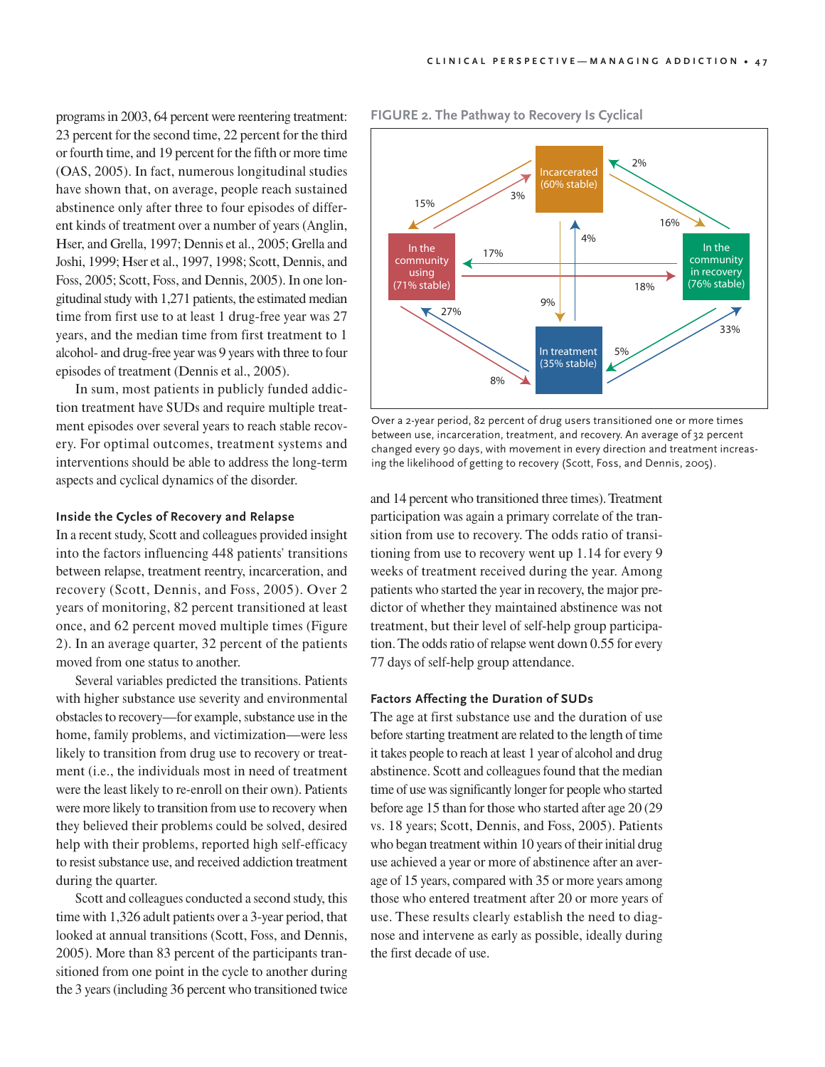programs in 2003, 64 percent were reentering treatment: 23 percent for the second time, 22 percent for the third or fourth time, and 19 percent for the fifth or more time (OAS, 2005). In fact, numerous longitudinal studies have shown that, on average, people reach sustained abstinence only after three to four episodes of different kinds of treatment over a number of years (Anglin, Hser, and Grella, 1997; Dennis et al., 2005; Grella and Joshi, 1999; Hser et al., 1997, 1998; Scott, Dennis, and Foss, 2005; Scott, Foss, and Dennis, 2005). In one longitudinal study with 1,271 patients, the estimated median time from first use to at least 1 drug-free year was 27 years, and the median time from first treatment to 1 alcohol- and drug-free year was 9 years with three to four episodes of treatment (Dennis et al., 2005).

In sum, most patients in publicly funded addiction treatment have SUDs and require multiple treatment episodes over several years to reach stable recovery. For optimal outcomes, treatment systems and interventions should be able to address the long-term aspects and cyclical dynamics of the disorder.

### Inside the Cycles of Recovery and Relapse

In a recent study, Scott and colleagues provided insight into the factors influencing 448 patients' transitions between relapse, treatment reentry, incarceration, and recovery (Scott, Dennis, and Foss, 2005). Over 2 years of monitoring, 82 percent transitioned at least once, and 62 percent moved multiple times (Figure 2). In an average quarter, 32 percent of the patients moved from one status to another.

Several variables predicted the transitions. Patients with higher substance use severity and environmental obstacles to recovery—for example, substance use in the home, family problems, and victimization—were less likely to transition from drug use to recovery or treatment (i.e., the individuals most in need of treatment were the least likely to re-enroll on their own). Patients were more likely to transition from use to recovery when they believed their problems could be solved, desired help with their problems, reported high self-efficacy to resist substance use, and received addiction treatment during the quarter.

Scott and colleagues conducted a second study, this time with 1,326 adult patients over a 3-year period, that looked at annual transitions (Scott, Foss, and Dennis, 2005). More than 83 percent of the participants transitioned from one point in the cycle to another during the 3 years (including 36 percent who transitioned twice and 14 percent who transitioned three times). Treatment participation was again a primary correlate of the transition from use to recovery. The odds ratio of transitioning from use to recovery went up 1.14 for every 9 weeks of treatment received during the year. Among patients who started the year in recovery, the major predictor of whether they maintained abstinence was not treatment, but their level of self-help group participation. The odds ratio of relapse went down 0.55 for every 77 days of self-help group attendance.

**FIGURE 2. The Pathway to Recovery Is Cyclical**

Over a 2-year period, 82 percent of drug users transitioned one or more times between use, incarceration, treatment, and recovery. An average of 32 percent changed every 90 days, with movement in every direction and treatment increasing the likelihood of getting to recovery (Scott, Foss, and Dennis, 2005).

### Factors Affecting the Duration of SUDs

The age at first substance use and the duration of use before starting treatment are related to the length of time it takes people to reach at least 1 year of alcohol and drug abstinence. Scott and colleagues found that the median time of use was significantly longer for people who started before age 15 than for those who started after age 20 (29 vs. 18 years; Scott, Dennis, and Foss, 2005). Patients who began treatment within 10 years of their initial drug use achieved a year or more of abstinence after an average of 15 years, compared with 35 or more years among those who entered treatment after 20 or more years of use. These results clearly establish the need to diagnose and intervene as early as possible, ideally during the first decade of use.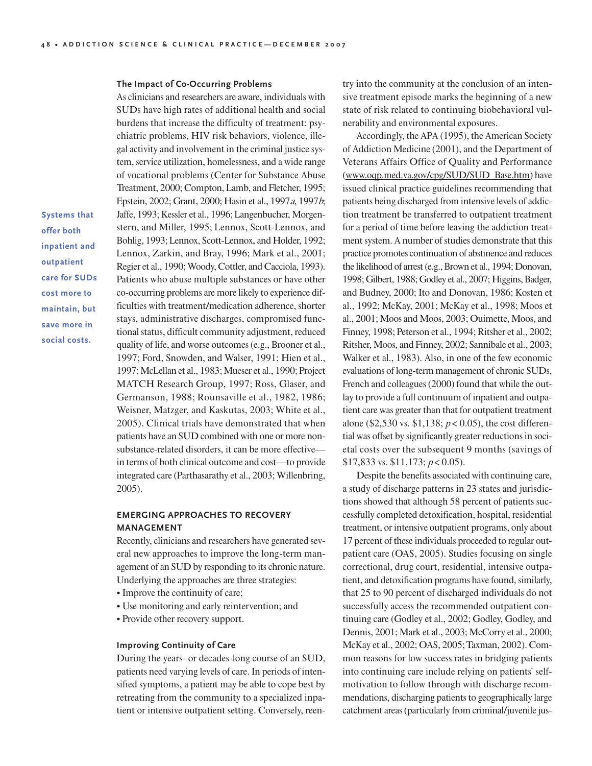### The Impact of Co-Occurring Problems

As clinicians and researchers are aware, individuals with SUDs have high rates of additional health and social burdens that increase the difficulty of treatment: psychiatric problems, HIV risk behaviors, violence, illegal activity and involvement in the criminal justice system, service utilization, homelessness, and a wide range of vocational problems (Center for Substance Abuse Treatment, 2000; Compton, Lamb, and Fletcher, 1995; Epstein, 2002; Grant, 2000; Hasin et al., 1997*a*, 1997*b*; Jaffe, 1993; Kessler et al., 1996; Langenbucher, Morgenstern, and Miller, 1995; Lennox, Scott-Lennox, and Bohlig, 1993; Lennox, Scott-Lennox, and Holder, 1992; Lennox, Zarkin, and Bray, 1996; Mark et al., 2001; Regier et al., 1990; Woody, Cottler, and Cacciola, 1993). Patients who abuse multiple substances or have other co-occurring problems are more likely to experience difficulties with treatment/medication adherence, shorter stays, administrative discharges, compromised functional status, difficult community adjustment, reduced quality of life, and worse outcomes (e.g., Brooner et al., 1997; Ford, Snowden, and Walser, 1991; Hien et al., 1997; McLellan et al., 1983; Mueser et al., 1990; Project MATCH Research Group, 1997; Ross, Glaser, and Germanson, 1988; Rounsaville et al., 1982, 1986; Weisner, Matzger, and Kaskutas, 2003; White et al., 2005). Clinical trials have demonstrated that when patients have an SUD combined with one or more non-substance-related disorders, it can be more effective—in terms of both clinical outcome and cost—to provide integrated care (Parthasarathy et al., 2003; Willenbring, 2005).

**Systems that offer both inpatient and outpatient care for SUDs cost more to maintain, but save more in social costs.**

## EMERGING APPROACHES TO RECOVERY MANAGEMENT

Recently, clinicians and researchers have generated several new approaches to improve the long-term management of an SUD by responding to its chronic nature. Underlying the approaches are three strategies:

- Improve the continuity of care;
- Use monitoring and early reintervention; and
- Provide other recovery support.

### Improving Continuity of Care

During the years- or decades-long course of an SUD, patients need varying levels of care. In periods of intensified symptoms, a patient may be able to cope best by retreating from the community to a specialized inpatient or intensive outpatient setting. Conversely, reentry into the community at the conclusion of an intensive treatment episode marks the beginning of a new state of risk related to continuing biobehavioral vulnerability and environmental exposures.

Accordingly, the APA (1995), the American Society of Addiction Medicine (2001), and the Department of Veterans Affairs Office of Quality and Performance (www.oqp.med.va.gov/cpg/SUD/SUD_Base.htm) have issued clinical practice guidelines recommending that patients being discharged from intensive levels of addiction treatment be transferred to outpatient treatment for a period of time before leaving the addiction treatment system. A number of studies demonstrate that this practice promotes continuation of abstinence and reduces the likelihood of arrest (e.g., Brown et al., 1994; Donovan, 1998; Gilbert, 1988; Godley et al., 2007; Higgins, Badger, and Budney, 2000; Ito and Donovan, 1986; Kosten et al., 1992; McKay, 2001; McKay et al., 1998; Moos et al., 2001; Moos and Moos, 2003; Ouimette, Moos, and Finney, 1998; Peterson et al., 1994; Ritsher et al., 2002; Ritsher, Moos, and Finney, 2002; Sannibale et al., 2003; Walker et al., 1983). Also, in one of the few economic evaluations of long-term management of chronic SUDs, French and colleagues (2000) found that while the outlay to provide a full continuum of inpatient and outpatient care was greater than that for outpatient treatment alone (\$2,530 vs. \$1,138; $p < 0.05$), the cost differential was offset by significantly greater reductions in societal costs over the subsequent 9 months (savings of \$17,833 vs. \$11,173; $p < 0.05$).

Despite the benefits associated with continuing care, a study of discharge patterns in 23 states and jurisdictions showed that although 58 percent of patients successfully completed detoxification, hospital, residential treatment, or intensive outpatient programs, only about 17 percent of these individuals proceeded to regular outpatient care (OAS, 2005). Studies focusing on single correctional, drug court, residential, intensive outpatient, and detoxification programs have found, similarly, that 25 to 90 percent of discharged individuals do not successfully access the recommended outpatient continuing care (Godley et al., 2002; Godley, Godley, and Dennis, 2001; Mark et al., 2003; McCorry et al., 2000; McKay et al., 2002; OAS, 2005; Taxman, 2002). Common reasons for low success rates in bridging patients into continuing care include relying on patients' self-motivation to follow through with discharge recommendations, discharging patients to geographically large catchment areas (particularly from criminal/juvenile jus-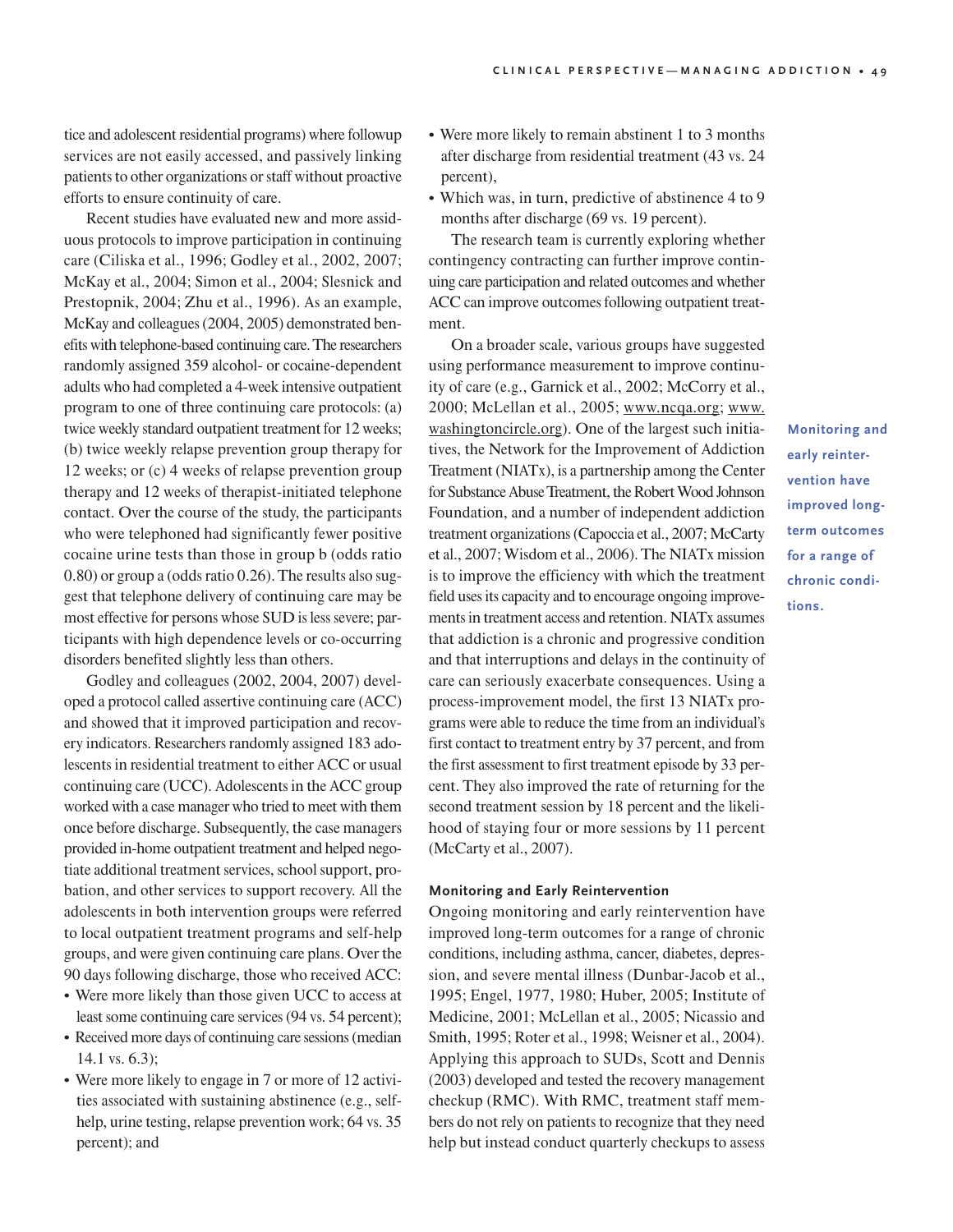tice and adolescent residential programs) where followup services are not easily accessed, and passively linking patients to other organizations or staff without proactive efforts to ensure continuity of care.

Recent studies have evaluated new and more assiduous protocols to improve participation in continuing care (Ciliska et al., 1996; Godley et al., 2002, 2007; McKay et al., 2004; Simon et al., 2004; Slesnick and Prestopnik, 2004; Zhu et al., 1996). As an example, McKay and colleagues (2004, 2005) demonstrated benefits with telephone-based continuing care. The researchers randomly assigned 359 alcohol- or cocaine-dependent adults who had completed a 4-week intensive outpatient program to one of three continuing care protocols: (a) twice weekly standard outpatient treatment for 12 weeks; (b) twice weekly relapse prevention group therapy for 12 weeks; or (c) 4 weeks of relapse prevention group therapy and 12 weeks of therapist-initiated telephone contact. Over the course of the study, the participants who were telephoned had significantly fewer positive cocaine urine tests than those in group b (odds ratio 0.80) or group a (odds ratio 0.26). The results also suggest that telephone delivery of continuing care may be most effective for persons whose SUD is less severe; participants with high dependence levels or co-occurring disorders benefited slightly less than others.

Godley and colleagues (2002, 2004, 2007) developed a protocol called assertive continuing care (ACC) and showed that it improved participation and recovery indicators. Researchers randomly assigned 183 adolescents in residential treatment to either ACC or usual continuing care (UCC). Adolescents in the ACC group worked with a case manager who tried to meet with them once before discharge. Subsequently, the case managers provided in-home outpatient treatment and helped negotiate additional treatment services, school support, probation, and other services to support recovery. All the adolescents in both intervention groups were referred to local outpatient treatment programs and self-help groups, and were given continuing care plans. Over the 90 days following discharge, those who received ACC:

- Were more likely than those given UCC to access at least some continuing care services (94 vs. 54 percent);
- Received more days of continuing care sessions (median 14.1 vs. 6.3);
- Were more likely to engage in 7 or more of 12 activities associated with sustaining abstinence (e.g., self-help, urine testing, relapse prevention work; 64 vs. 35 percent); and
- Were more likely to remain abstinent 1 to 3 months after discharge from residential treatment (43 vs. 24 percent),
- Which was, in turn, predictive of abstinence 4 to 9 months after discharge (69 vs. 19 percent).

The research team is currently exploring whether contingency contracting can further improve continuing care participation and related outcomes and whether ACC can improve outcomes following outpatient treatment.

On a broader scale, various groups have suggested using performance measurement to improve continuity of care (e.g., Garnick et al., 2002; McCorry et al., 2000; McLellan et al., 2005; www.ncqa.org; www.washingtoncircle.org). One of the largest such initiatives, the Network for the Improvement of Addiction Treatment (NIATx), is a partnership among the Center for Substance Abuse Treatment, the Robert Wood Johnson Foundation, and a number of independent addiction treatment organizations (Capoccia et al., 2007; McCarty et al., 2007; Wisdom et al., 2006). The NIATx mission is to improve the efficiency with which the treatment field uses its capacity and to encourage ongoing improvements in treatment access and retention. NIATx assumes that addiction is a chronic and progressive condition and that interruptions and delays in the continuity of care can seriously exacerbate consequences. Using a process-improvement model, the first 13 NIATx programs were able to reduce the time from an individual's first contact to treatment entry by 37 percent, and from the first assessment to first treatment episode by 33 percent. They also improved the rate of returning for the second treatment session by 18 percent and the likelihood of staying four or more sessions by 11 percent (McCarty et al., 2007).

**Monitoring and early reintervention have improved long-term outcomes for a range of chronic conditions.**

### Monitoring and Early Reintervention

Ongoing monitoring and early reintervention have improved long-term outcomes for a range of chronic conditions, including asthma, cancer, diabetes, depression, and severe mental illness (Dunbar-Jacob et al., 1995; Engel, 1977, 1980; Huber, 2005; Institute of Medicine, 2001; McLellan et al., 2005; Nicassio and Smith, 1995; Roter et al., 1998; Weisner et al., 2004). Applying this approach to SUDs, Scott and Dennis (2003) developed and tested the recovery management checkup (RMC). With RMC, treatment staff members do not rely on patients to recognize that they need help but instead conduct quarterly checkups to assess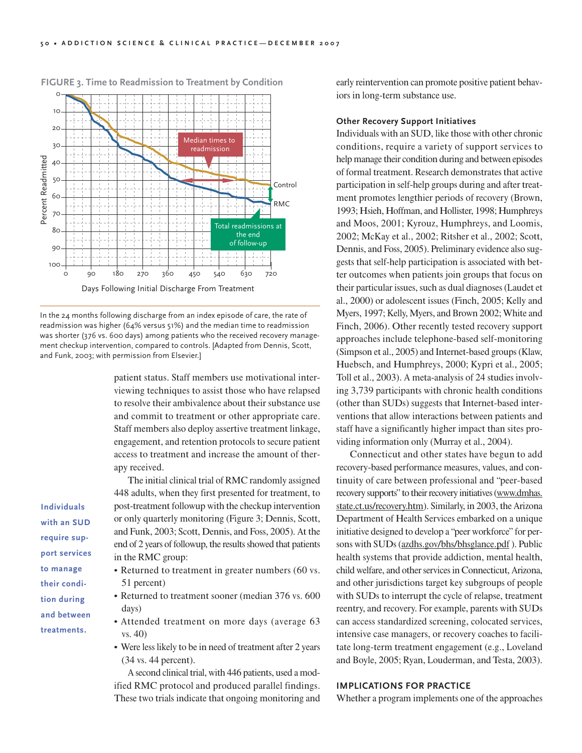**FIGURE 3. Time to Readmission to Treatment by Condition**

In the 24 months following discharge from an index episode of care, the rate of readmission was higher (64% versus 51%) and the median time to readmission was shorter (376 vs. 600 days) among patients who the received recovery management checkup intervention, compared to controls. [Adapted from Dennis, Scott, and Funk, 2003; with permission from Elsevier.]

patient status. Staff members use motivational interviewing techniques to assist those who have relapsed to resolve their ambivalence about their substance use and commit to treatment or other appropriate care. Staff members also deploy assertive treatment linkage, engagement, and retention protocols to secure patient access to treatment and increase the amount of therapy received.

The initial clinical trial of RMC randomly assigned 448 adults, when they first presented for treatment, to post-treatment followup with the checkup intervention or only quarterly monitoring (Figure 3; Dennis, Scott, and Funk, 2003; Scott, Dennis, and Foss, 2005). At the end of 2 years of followup, the results showed that patients in the RMC group:

- Returned to treatment in greater numbers (60 vs. 51 percent)
- Returned to treatment sooner (median 376 vs. 600 days)
- Attended treatment on more days (average 63 vs. 40)
- Were less likely to be in need of treatment after 2 years (34 vs. 44 percent).

A second clinical trial, with 446 patients, used a modified RMC protocol and produced parallel findings. These two trials indicate that ongoing monitoring and early reintervention can promote positive patient behaviors in long-term substance use.

**Individuals with an SUD require support services to manage their condition during and between treatments.**

#### Other Recovery Support Initiatives

Individuals with an SUD, like those with other chronic conditions, require a variety of support services to help manage their condition during and between episodes of formal treatment. Research demonstrates that active participation in self-help groups during and after treatment promotes lengthier periods of recovery (Brown, 1993; Hsieh, Hoffman, and Hollister, 1998; Humphreys and Moos, 2001; Kyrouz, Humphreys, and Loomis, 2002; McKay et al., 2002; Ritsher et al., 2002; Scott, Dennis, and Foss, 2005). Preliminary evidence also suggests that self-help participation is associated with better outcomes when patients join groups that focus on their particular issues, such as dual diagnoses (Laudet et al., 2000) or adolescent issues (Finch, 2005; Kelly and Myers, 1997; Kelly, Myers, and Brown 2002; White and Finch, 2006). Other recently tested recovery support approaches include telephone-based self-monitoring (Simpson et al., 2005) and Internet-based groups (Klaw, Huebsch, and Humphreys, 2000; Kypri et al., 2005; Toll et al., 2003). A meta-analysis of 24 studies involving 3,739 participants with chronic health conditions (other than SUDs) suggests that Internet-based interventions that allow interactions between patients and staff have a significantly higher impact than sites providing information only (Murray et al., 2004).

Connecticut and other states have begun to add recovery-based performance measures, values, and continuity of care between professional and "peer-based recovery supports" to their recovery initiatives (www.dmhas.state.ct.us/recovery.htm). Similarly, in 2003, the Arizona Department of Health Services embarked on a unique initiative designed to develop a "peer workforce" for persons with SUDs (azdhs.gov/bhs/bhsglance.pdf ). Public health systems that provide addiction, mental health, child welfare, and other services in Connecticut, Arizona, and other jurisdictions target key subgroups of people with SUDs to interrupt the cycle of relapse, treatment reentry, and recovery. For example, parents with SUDs can access standardized screening, colocated services, intensive case managers, or recovery coaches to facilitate long-term treatment engagement (e.g., Loveland and Boyle, 2005; Ryan, Louderman, and Testa, 2003).

### IMPLICATIONS FOR PRACTICE

Whether a program implements one of the approaches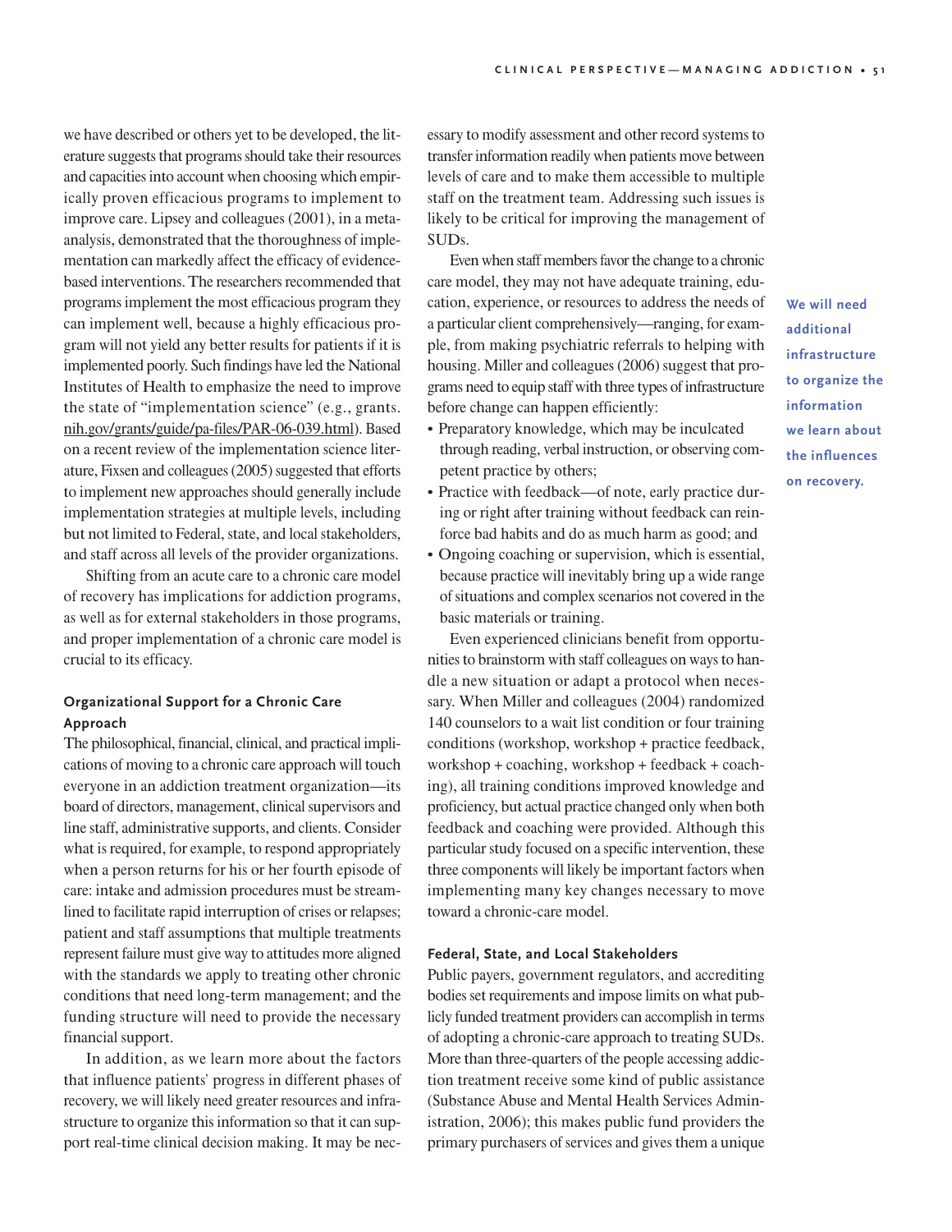we have described or others yet to be developed, the literature suggests that programs should take their resources and capacities into account when choosing which empirically proven efficacious programs to implement to improve care. Lipsey and colleagues (2001), in a meta-analysis, demonstrated that the thoroughness of implementation can markedly affect the efficacy of evidence-based interventions. The researchers recommended that programs implement the most efficacious program they can implement well, because a highly efficacious program will not yield any better results for patients if it is implemented poorly. Such findings have led the National Institutes of Health to emphasize the need to improve the state of "implementation science" (e.g., grants.nih.gov/grants/guide/pa-files/PAR-06-039.html). Based on a recent review of the implementation science literature, Fixsen and colleagues (2005) suggested that efforts to implement new approaches should generally include implementation strategies at multiple levels, including but not limited to Federal, state, and local stakeholders, and staff across all levels of the provider organizations.

Shifting from an acute care to a chronic care model of recovery has implications for addiction programs, as well as for external stakeholders in those programs, and proper implementation of a chronic care model is crucial to its efficacy.

### Organizational Support for a Chronic Care Approach

The philosophical, financial, clinical, and practical implications of moving to a chronic care approach will touch everyone in an addiction treatment organization—its board of directors, management, clinical supervisors and line staff, administrative supports, and clients. Consider what is required, for example, to respond appropriately when a person returns for his or her fourth episode of care: intake and admission procedures must be streamlined to facilitate rapid interruption of crises or relapses; patient and staff assumptions that multiple treatments represent failure must give way to attitudes more aligned with the standards we apply to treating other chronic conditions that need long-term management; and the funding structure will need to provide the necessary financial support.

In addition, as we learn more about the factors that influence patients' progress in different phases of recovery, we will likely need greater resources and infrastructure to organize this information so that it can support real-time clinical decision making. It may be necessary to modify assessment and other record systems to transfer information readily when patients move between levels of care and to make them accessible to multiple staff on the treatment team. Addressing such issues is likely to be critical for improving the management of SUDs.

Even when staff members favor the change to a chronic care model, they may not have adequate training, education, experience, or resources to address the needs of a particular client comprehensively—ranging, for example, from making psychiatric referrals to helping with housing. Miller and colleagues (2006) suggest that programs need to equip staff with three types of infrastructure before change can happen efficiently:

- Preparatory knowledge, which may be inculcated through reading, verbal instruction, or observing competent practice by others;
- Practice with feedback—of note, early practice during or right after training without feedback can reinforce bad habits and do as much harm as good; and
- Ongoing coaching or supervision, which is essential, because practice will inevitably bring up a wide range of situations and complex scenarios not covered in the basic materials or training.

**We will need additional infrastructure to organize the information we learn about the influences on recovery.**

Even experienced clinicians benefit from opportunities to brainstorm with staff colleagues on ways to handle a new situation or adapt a protocol when necessary. When Miller and colleagues (2004) randomized 140 counselors to a wait list condition or four training conditions (workshop, workshop + practice feedback, workshop + coaching, workshop + feedback + coaching), all training conditions improved knowledge and proficiency, but actual practice changed only when both feedback and coaching were provided. Although this particular study focused on a specific intervention, these three components will likely be important factors when implementing many key changes necessary to move toward a chronic-care model.

### Federal, State, and Local Stakeholders

Public payers, government regulators, and accrediting bodies set requirements and impose limits on what publicly funded treatment providers can accomplish in terms of adopting a chronic-care approach to treating SUDs. More than three-quarters of the people accessing addiction treatment receive some kind of public assistance (Substance Abuse and Mental Health Services Administration, 2006); this makes public fund providers the primary purchasers of services and gives them a unique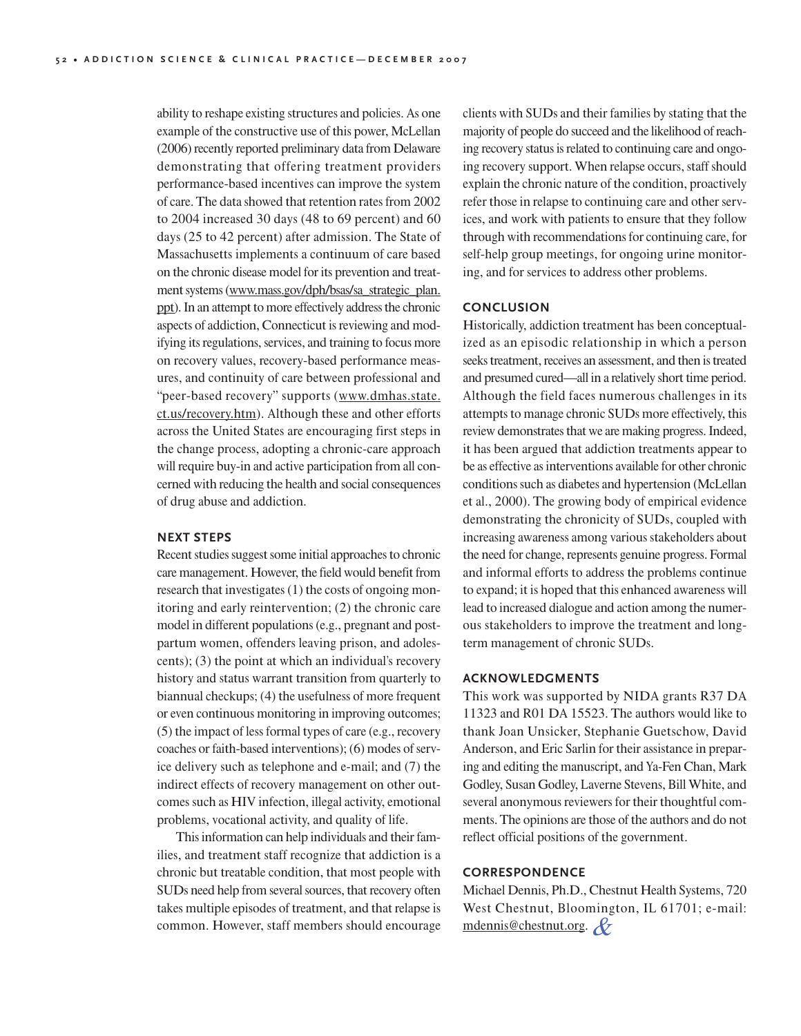ability to reshape existing structures and policies. As one example of the constructive use of this power, McLellan (2006) recently reported preliminary data from Delaware demonstrating that offering treatment providers performance-based incentives can improve the system of care. The data showed that retention rates from 2002 to 2004 increased 30 days (48 to 69 percent) and 60 days (25 to 42 percent) after admission. The State of Massachusetts implements a continuum of care based on the chronic disease model for its prevention and treatment systems (www.mass.gov/dph/bsas/sa_strategic_plan.ppt). In an attempt to more effectively address the chronic aspects of addiction, Connecticut is reviewing and modifying its regulations, services, and training to focus more on recovery values, recovery-based performance measures, and continuity of care between professional and "peer-based recovery" supports (www.dmhas.state.ct.us/recovery.htm). Although these and other efforts across the United States are encouraging first steps in the change process, adopting a chronic-care approach will require buy-in and active participation from all concerned with reducing the health and social consequences of drug abuse and addiction.

## NEXT STEPS

Recent studies suggest some initial approaches to chronic care management. However, the field would benefit from research that investigates (1) the costs of ongoing monitoring and early reintervention; (2) the chronic care model in different populations (e.g., pregnant and postpartum women, offenders leaving prison, and adolescents); (3) the point at which an individual's recovery history and status warrant transition from quarterly to biannual checkups; (4) the usefulness of more frequent or even continuous monitoring in improving outcomes; (5) the impact of less formal types of care (e.g., recovery coaches or faith-based interventions); (6) modes of service delivery such as telephone and e-mail; and (7) the indirect effects of recovery management on other outcomes such as HIV infection, illegal activity, emotional problems, vocational activity, and quality of life.

This information can help individuals and their families, and treatment staff recognize that addiction is a chronic but treatable condition, that most people with SUDs need help from several sources, that recovery often takes multiple episodes of treatment, and that relapse is common. However, staff members should encourage clients with SUDs and their families by stating that the majority of people do succeed and the likelihood of reaching recovery status is related to continuing care and ongoing recovery support. When relapse occurs, staff should explain the chronic nature of the condition, proactively refer those in relapse to continuing care and other services, and work with patients to ensure that they follow through with recommendations for continuing care, for self-help group meetings, for ongoing urine monitoring, and for services to address other problems.

## CONCLUSION

Historically, addiction treatment has been conceptualized as an episodic relationship in which a person seeks treatment, receives an assessment, and then is treated and presumed cured—all in a relatively short time period. Although the field faces numerous challenges in its attempts to manage chronic SUDs more effectively, this review demonstrates that we are making progress. Indeed, it has been argued that addiction treatments appear to be as effective as interventions available for other chronic conditions such as diabetes and hypertension (McLellan et al., 2000). The growing body of empirical evidence demonstrating the chronicity of SUDs, coupled with increasing awareness among various stakeholders about the need for change, represents genuine progress. Formal and informal efforts to address the problems continue to expand; it is hoped that this enhanced awareness will lead to increased dialogue and action among the numerous stakeholders to improve the treatment and long-term management of chronic SUDs.

## ACKNOWLEDGMENTS

This work was supported by NIDA grants R37 DA 11323 and R01 DA 15523. The authors would like to thank Joan Unsicker, Stephanie Guetschow, David Anderson, and Eric Sarlin for their assistance in preparing and editing the manuscript, and Ya-Fen Chan, Mark Godley, Susan Godley, Laverne Stevens, Bill White, and several anonymous reviewers for their thoughtful comments. The opinions are those of the authors and do not reflect official positions of the government.

## CORRESPONDENCE

Michael Dennis, Ph.D., Chestnut Health Systems, 720 West Chestnut, Bloomington, IL 61701; e-mail: mdennis@chestnut.org.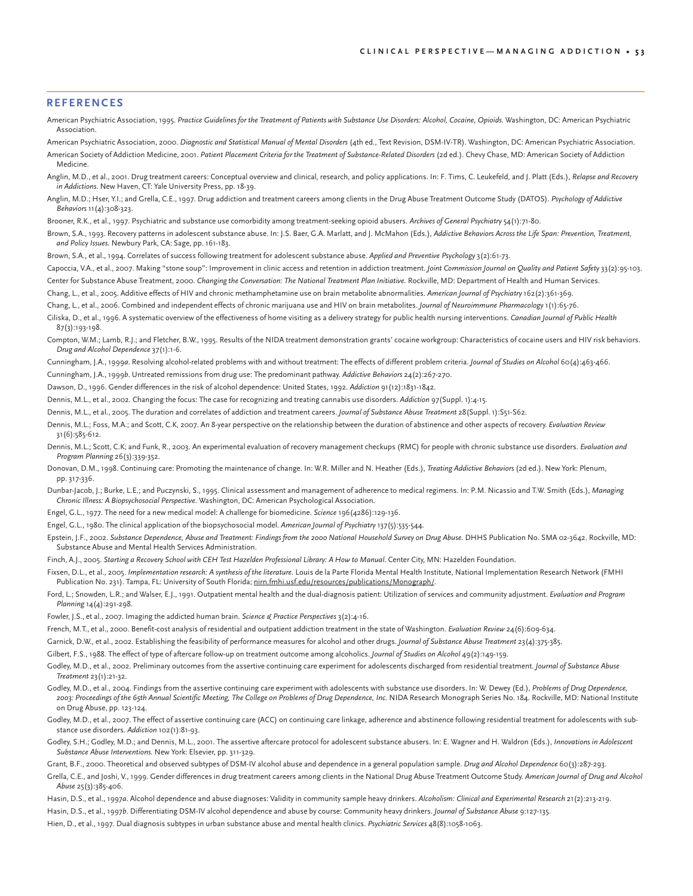## REFERENCES

American Psychiatric Association, 1995. *Practice Guidelines for the Treatment of Patients with Substance Use Disorders: Alcohol, Cocaine, Opioids.* Washington, DC: American Psychiatric Association.

American Psychiatric Association, 2000. *Diagnostic and Statistical Manual of Mental Disorders* (4th ed., Text Revision, DSM-IV-TR). Washington, DC: American Psychiatric Association.

American Society of Addiction Medicine, 2001. *Patient Placement Criteria for the Treatment of Substance-Related Disorders* (2d ed.). Chevy Chase, MD: American Society of Addiction Medicine.

Anglin, M.D., et al., 2001. Drug treatment careers: Conceptual overview and clinical, research, and policy applications. In: F. Tims, C. Leukefeld, and J. Platt (Eds.), *Relapse and Recovery in Addictions*. New Haven, CT: Yale University Press, pp. 18-39.

Anglin, M.D.; Hser, Y.I.; and Grella, C.E., 1997. Drug addiction and treatment careers among clients in the Drug Abuse Treatment Outcome Study (DATOS). *Psychology of Addictive Behaviors* 11(4):308-323.

Brooner, R.K., et al., 1997. Psychiatric and substance use comorbidity among treatment-seeking opioid abusers. *Archives of General Psychiatry* 54(1):71-80.

Brown, S.A., 1993. Recovery patterns in adolescent substance abuse. In: J.S. Baer, G.A. Marlatt, and J. McMahon (Eds.), *Addictive Behaviors Across the Life Span: Prevention, Treatment, and Policy Issues.* Newbury Park, CA: Sage, pp. 161-183.

Brown, S.A., et al., 1994. Correlates of success following treatment for adolescent substance abuse. *Applied and Preventive Psychology* 3(2):61-73.

Capoccia, V.A., et al., 2007. Making "stone soup": Improvement in clinic access and retention in addiction treatment. *Joint Commission Journal on Quality and Patient Safety* 33(2):95-103.

Center for Substance Abuse Treatment, 2000. *Changing the Conversation: The National Treatment Plan Initiative.* Rockville, MD: Department of Health and Human Services.

Chang, L., et al., 2005. Additive effects of HIV and chronic methamphetamine use on brain metabolite abnormalities. *American Journal of Psychiatry* 162(2):361-369.

Chang, L., et al., 2006. Combined and independent effects of chronic marijuana use and HIV on brain metabolites. *Journal of Neuroimmune Pharmacology* 1(1):65-76.

Ciliska, D., et al., 1996. A systematic overview of the effectiveness of home visiting as a delivery strategy for public health nursing interventions. *Canadian Journal of Public Health* 87(3):193-198.

Compton, W.M.; Lamb, R.J.; and Fletcher, B.W., 1995. Results of the NIDA treatment demonstration grants' cocaine workgroup: Characteristics of cocaine users and HIV risk behaviors. *Drug and Alcohol Dependence* 37(1):1-6.

Cunningham, J.A., 1999*a*. Resolving alcohol-related problems with and without treatment: The effects of different problem criteria. *Journal of Studies on Alcohol* 60(4):463-466.

Cunningham, J.A., 1999*b*. Untreated remissions from drug use: The predominant pathway. *Addictive Behaviors* 24(2):267-270.

Dawson, D., 1996. Gender differences in the risk of alcohol dependence: United States, 1992. *Addiction* 91(12):1831-1842.

Dennis, M.L., et al., 2002. Changing the focus: The case for recognizing and treating cannabis use disorders. *Addiction* 97(Suppl. 1):4-15.

Dennis, M.L., et al., 2005. The duration and correlates of addiction and treatment careers. *Journal of Substance Abuse Treatment* 28(Suppl. 1):S51-S62.

Dennis, M.L.; Foss, M.A.; and Scott, C.K, 2007. An 8-year perspective on the relationship between the duration of abstinence and other aspects of recovery. *Evaluation Review* 31(6):585-612.

Dennis, M.L.; Scott, C.K; and Funk, R., 2003. An experimental evaluation of recovery management checkups (RMC) for people with chronic substance use disorders. *Evaluation and Program Planning* 26(3):339-352.

Donovan, D.M., 1998. Continuing care: Promoting the maintenance of change. In: W.R. Miller and N. Heather (Eds.), *Treating Addictive Behaviors* (2d ed.). New York: Plenum, pp. 317-336.

Dunbar-Jacob, J.; Burke, L.E.; and Puczynski, S., 1995. Clinical assessment and management of adherence to medical regimens. In: P.M. Nicassio and T.W. Smith (Eds.), *Managing Chronic Illness: A Biopsychosocial Perspective*. Washington, DC: American Psychological Association.

Engel, G.L., 1977. The need for a new medical model: A challenge for biomedicine. *Science* 196(4286):129-136.

Engel, G.L., 1980. The clinical application of the biopsychosocial model. *American Journal of Psychiatry* 137(5):535-544.

Epstein, J.F., 2002. *Substance Dependence, Abuse and Treatment: Findings from the 2000 National Household Survey on Drug Abuse.* DHHS Publication No. SMA 02-3642. Rockville, MD: Substance Abuse and Mental Health Services Administration.

Finch, A.J., 2005. *Starting a Recovery School with CEH Test Hazelden Professional Library: A How to Manual.* Center City, MN: Hazelden Foundation.

Fixsen, D.L., et al., 2005. *Implementation research: A synthesis of the literature.* Louis de la Parte Florida Mental Health Institute, National Implementation Research Network (FMHI Publication No. 231). Tampa, FL: University of South Florida; nirn.fmhi.usf.edu/resources/publications/Monograph/.

Ford, L.; Snowden, L.R.; and Walser, E.J., 1991. Outpatient mental health and the dual-diagnosis patient: Utilization of services and community adjustment. *Evaluation and Program Planning* 14(4):291-298.

Fowler, J.S., et al., 2007. Imaging the addicted human brain. *Science & Practice Perspectives* 3(2):4-16.

French, M.T., et al., 2000. Benefit-cost analysis of residential and outpatient addiction treatment in the state of Washington. *Evaluation Review* 24(6):609-634.

Garnick, D.W., et al., 2002. Establishing the feasibility of performance measures for alcohol and other drugs. *Journal of Substance Abuse Treatment* 23(4):375-385.

Gilbert, F.S., 1988. The effect of type of aftercare follow-up on treatment outcome among alcoholics. *Journal of Studies on Alcohol* 49(2):149-159.

Godley, M.D., et al., 2002. Preliminary outcomes from the assertive continuing care experiment for adolescents discharged from residential treatment. *Journal of Substance Abuse Treatment* 23(1):21-32.

Godley, M.D., et al., 2004. Findings from the assertive continuing care experiment with adolescents with substance use disorders. In: W. Dewey (Ed.), *Problems of Drug Dependence, 2003: Proceedings of the 65th Annual Scientific Meeting, The College on Problems of Drug Dependence, Inc.* NIDA Research Monograph Series No. 184. Rockville, MD: National Institute on Drug Abuse, pp. 123-124.

Godley, M.D., et al., 2007. The effect of assertive continuing care (ACC) on continuing care linkage, adherence and abstinence following residential treatment for adolescents with substance use disorders. *Addiction* 102(1):81-93.

Godley, S.H.; Godley, M.D.; and Dennis, M.L., 2001. The assertive aftercare protocol for adolescent substance abusers. In: E. Wagner and H. Waldron (Eds.), *Innovations in Adolescent Substance Abuse Interventions.* New York: Elsevier, pp. 311-329.

Grant, B.F., 2000. Theoretical and observed subtypes of DSM-IV alcohol abuse and dependence in a general population sample. *Drug and Alcohol Dependence* 60(3):287-293.

Grella, C.E., and Joshi, V., 1999. Gender differences in drug treatment careers among clients in the National Drug Abuse Treatment Outcome Study. *American Journal of Drug and Alcohol Abuse* 25(3):385-406.

Hasin, D.S., et al., 1997*a*. Alcohol dependence and abuse diagnoses: Validity in community sample heavy drinkers. *Alcoholism: Clinical and Experimental Research* 21(2):213-219.

Hasin, D.S., et al., 1997*b*. Differentiating DSM-IV alcohol dependence and abuse by course: Community heavy drinkers. *Journal of Substance Abuse* 9:127-135.

Hien, D., et al., 1997. Dual diagnosis subtypes in urban substance abuse and mental health clinics. *Psychiatric Services* 48(8):1058-1063.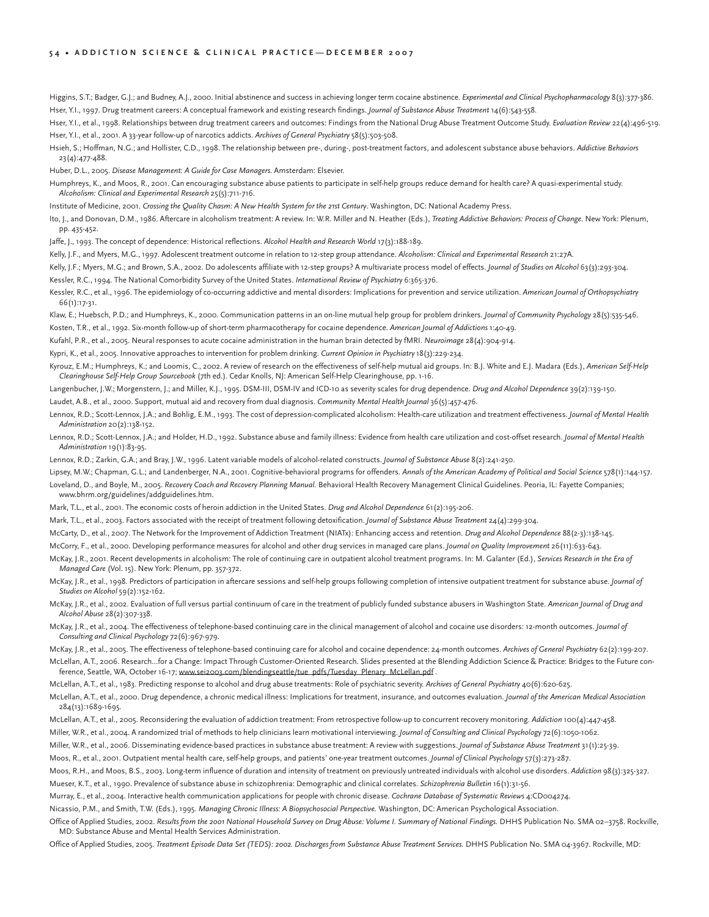Higgins, S.T.; Badger, G.J.; and Budney, A.J., 2000. Initial abstinence and success in achieving longer term cocaine abstinence. *Experimental and Clinical Psychopharmacology* 8(3):377-386.

Hser, Y.I., 1997. Drug treatment careers: A conceptual framework and existing research findings. *Journal of Substance Abuse Treatment* 14(6):543-558.

Hser, Y.I., et al., 1998. Relationships between drug treatment careers and outcomes: Findings from the National Drug Abuse Treatment Outcome Study. *Evaluation Review* 22(4):496-519.

Hser, Y.I., et al., 2001. A 33-year follow-up of narcotics addicts. *Archives of General Psychiatry* 58(5):503-508.

Hsieh, S.; Hoffman, N.G.; and Hollister, C.D., 1998. The relationship between pre-, during-, post-treatment factors, and adolescent substance abuse behaviors. *Addictive Behaviors* 23(4):477-488.

Huber, D.L., 2005. *Disease Management: A Guide for Case Managers.* Amsterdam: Elsevier.

Humphreys, K., and Moos, R., 2001. Can encouraging substance abuse patients to participate in self-help groups reduce demand for health care? A quasi-experimental study. *Alcoholism: Clinical and Experimental Research* 25(5):711-716.

Institute of Medicine, 2001. *Crossing the Quality Chasm: A New Health System for the 21st Century*. Washington, DC: National Academy Press.

Ito, J., and Donovan, D.M., 1986. Aftercare in alcoholism treatment: A review. In: W.R. Miller and N. Heather (Eds.), *Treating Addictive Behaviors: Process of Change.* New York: Plenum, pp. 435-452.

Jaffe, J., 1993. The concept of dependence: Historical reflections. *Alcohol Health and Research World* 17(3):188-189.

Kelly, J.F., and Myers, M.G., 1997. Adolescent treatment outcome in relation to 12-step group attendance. *Alcoholism: Clinical and Experimental Research* 21:27A.

Kelly, J.F.; Myers, M.G.; and Brown, S.A., 2002. Do adolescents affiliate with 12-step groups? A multivariate process model of effects. *Journal of Studies on Alcohol* 63(3):293-304.

Kessler, R.C., 1994. The National Comorbidity Survey of the United States. *International Review of Psychiatry* 6:365-376.

Kessler, R.C., et al., 1996. The epidemiology of co-occurring addictive and mental disorders: Implications for prevention and service utilization. *American Journal of Orthopsychiatry* 66(1):17-31.

Klaw, E.; Huebsch, P.D.; and Humphreys, K., 2000. Communication patterns in an on-line mutual help group for problem drinkers. *Journal of Community Psychology* 28(5):535-546.

Kosten, T.R., et al., 1992. Six-month follow-up of short-term pharmacotherapy for cocaine dependence. *American Journal of Addictions* 1:40-49.

Kufahl, P.R., et al., 2005. Neural responses to acute cocaine administration in the human brain detected by fMRI. *Neuroimage* 28(4):904-914.

Kypri, K., et al., 2005. Innovative approaches to intervention for problem drinking. *Current Opinion in Psychiatry* 18(3):229-234.

Kyrouz, E.M.; Humphreys, K.; and Loomis, C., 2002. A review of research on the effectiveness of self-help mutual aid groups. In: B.J. White and E.J. Madara (Eds.), *American Self-Help Clearinghouse Self-Help Group Sourcebook* (7th ed.). Cedar Knolls, NJ: American Self-Help Clearinghouse, pp. 1-16.

Langenbucher, J.W.; Morgenstern, J.; and Miller, K.J., 1995. DSM-III, DSM-IV and ICD-10 as severity scales for drug dependence. *Drug and Alcohol Dependence* 39(2):139-150.

Laudet, A.B., et al., 2000. Support, mutual aid and recovery from dual diagnosis. *Community Mental Health Journal* 36(5):457-476.

Lennox, R.D.; Scott-Lennox, J.A.; and Bohlig, E.M., 1993. The cost of depression-complicated alcoholism: Health-care utilization and treatment effectiveness. *Journal of Mental Health Administration* 20(2):138-152.

Lennox, R.D.; Scott-Lennox, J.A.; and Holder, H.D., 1992. Substance abuse and family illness: Evidence from health care utilization and cost-offset research. *Journal of Mental Health Administration* 19(1):83-95.

Lennox, R.D.; Zarkin, G.A.; and Bray, J.W., 1996. Latent variable models of alcohol-related constructs. *Journal of Substance Abuse* 8(2):241-250.

Lipsey, M.W.; Chapman, G.L.; and Landenberger, N.A., 2001. Cognitive-behavioral programs for offenders. *Annals of the American Academy of Political and Social Science* 578(1):144-157.

Loveland, D., and Boyle, M., 2005. *Recovery Coach and Recovery Planning Manual.* Behavioral Health Recovery Management Clinical Guidelines. Peoria, IL: Fayette Companies; www.bhrm.org/guidelines/addguidelines.htm.

Mark, T.L., et al., 2001. The economic costs of heroin addiction in the United States. *Drug and Alcohol Dependence* 61(2):195-206.

Mark, T.L., et al., 2003. Factors associated with the receipt of treatment following detoxification. *Journal of Substance Abuse Treatment* 24(4):299-304.

McCarty, D., et al., 2007. The Network for the Improvement of Addiction Treatment (NIATx): Enhancing access and retention. *Drug and Alcohol Dependence* 88(2-3):138-145.

McCorry, F., et al., 2000. Developing performance measures for alcohol and other drug services in managed care plans. *Journal on Quality Improvement* 26(11):633-643.

McKay, J.R., 2001. Recent developments in alcoholism: The role of continuing care in outpatient alcohol treatment programs. In: M. Galanter (Ed.), *Services Research in the Era of Managed Care* (Vol. 15). New York: Plenum, pp. 357-372.

McKay, J.R., et al., 1998. Predictors of participation in aftercare sessions and self-help groups following completion of intensive outpatient treatment for substance abuse. *Journal of Studies on Alcohol* 59(2):152-162.

McKay, J.R., et al., 2002. Evaluation of full versus partial continuum of care in the treatment of publicly funded substance abusers in Washington State. *American Journal of Drug and Alcohol Abuse* 28(2):307-338.

McKay, J.R., et al., 2004. The effectiveness of telephone-based continuing care in the clinical management of alcohol and cocaine use disorders: 12-month outcomes. *Journal of Consulting and Clinical Psychology* 72(6):967-979.

McKay, J.R., et al., 2005. The effectiveness of telephone-based continuing care for alcohol and cocaine dependence: 24-month outcomes. *Archives of General Psychiatry* 62(2):199-207.

McLellan, A.T., 2006. Research...for a Change: Impact Through Customer-Oriented Research. Slides presented at the Blending Addiction Science & Practice: Bridges to the Future conference, Seattle, WA, October 16-17; www.sei2003.com/blendingseattle/tue_pdfs/Tuesday_Plenary_McLellan.pdf .

McLellan, A.T., et al., 1983. Predicting response to alcohol and drug abuse treatments: Role of psychiatric severity. *Archives of General Psychiatry* 40(6):620-625.

McLellan, A.T., et al., 2000. Drug dependence, a chronic medical illness: Implications for treatment, insurance, and outcomes evaluation. *Journal of the American Medical Association* 284(13):1689-1695.

McLellan, A.T., et al., 2005. Reconsidering the evaluation of addiction treatment: From retrospective follow-up to concurrent recovery monitoring. *Addiction* 100(4):447-458.

Miller, W.R., et al., 2004. A randomized trial of methods to help clinicians learn motivational interviewing. *Journal of Consulting and Clinical Psychology* 72(6):1050-1062.

Miller, W.R., et al., 2006. Disseminating evidence-based practices in substance abuse treatment: A review with suggestions. *Journal of Substance Abuse Treatment* 31(1):25-39.

Moos, R., et al., 2001. Outpatient mental health care, self-help groups, and patients' one-year treatment outcomes. *Journal of Clinical Psychology* 57(3):273-287.

Moos, R.H., and Moos, B.S., 2003. Long-term influence of duration and intensity of treatment on previously untreated individuals with alcohol use disorders. *Addiction* 98(3):325-327.

Mueser, K.T., et al., 1990. Prevalence of substance abuse in schizophrenia: Demographic and clinical correlates. *Schizophrenia Bulletin* 16(1):31-56.

Murray, E., et al., 2004. Interactive health communication applications for people with chronic disease. *Cochrane Database of Systematic Reviews* 4:CD004274.

Nicassio, P.M., and Smith, T.W. (Eds.), 1995. *Managing Chronic Illness: A Biopsychosocial Perspective.* Washington, DC: American Psychological Association.

Office of Applied Studies, 2002. *Results from the 2001 National Household Survey on Drug Abuse: Volume I. Summary of National Findings.* DHHS Publication No. SMA 02–3758. Rockville, MD: Substance Abuse and Mental Health Services Administration.

Office of Applied Studies, 2005. *Treatment Episode Data Set (TEDS): 2002. Discharges from Substance Abuse Treatment Services.* DHHS Publication No. SMA 04-3967. Rockville, MD: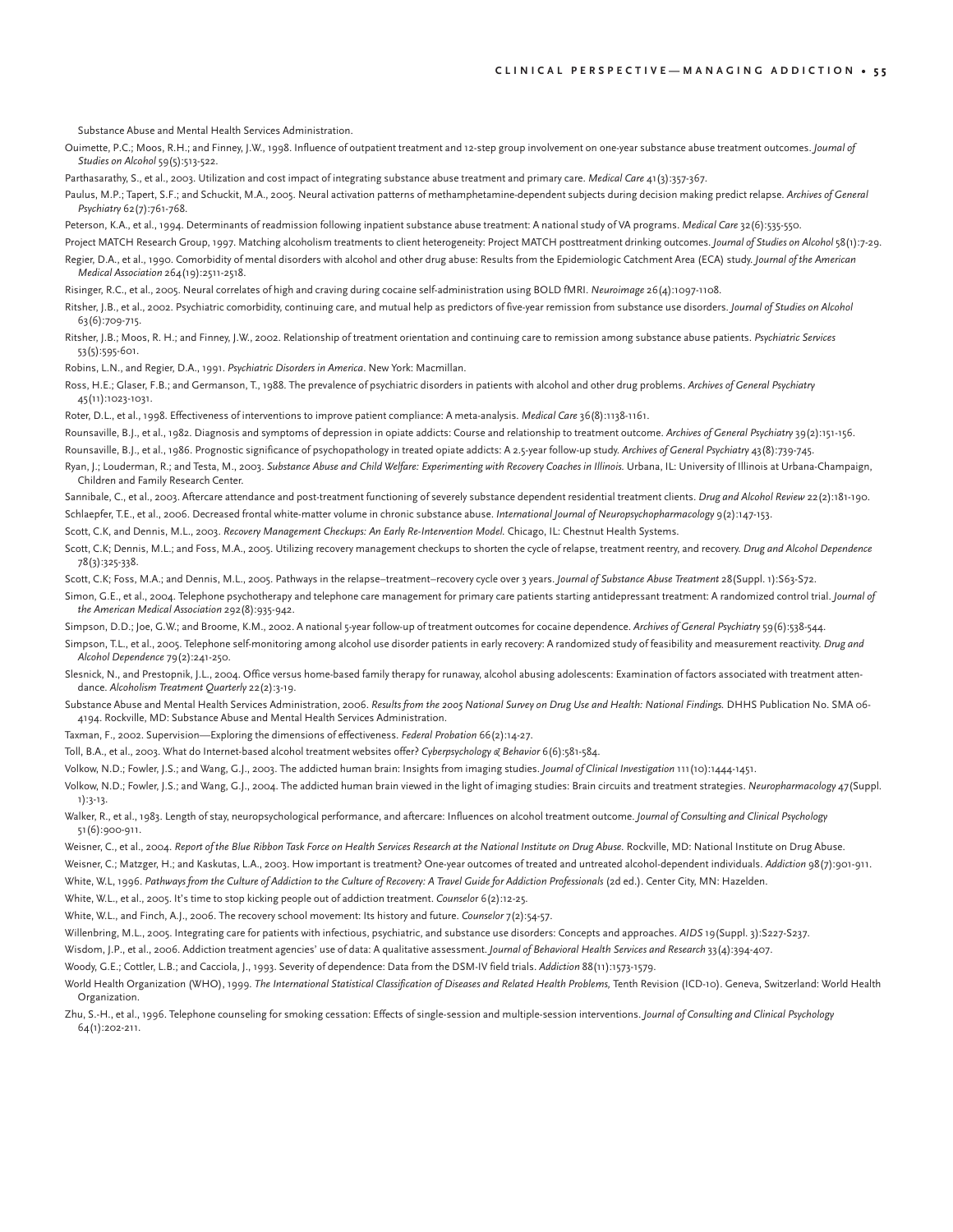Substance Abuse and Mental Health Services Administration.

Ouimette, P.C.; Moos, R.H.; and Finney, J.W., 1998. Influence of outpatient treatment and 12-step group involvement on one-year substance abuse treatment outcomes. *Journal of Studies on Alcohol* 59(5):513-522.

Parthasarathy, S., et al., 2003. Utilization and cost impact of integrating substance abuse treatment and primary care. *Medical Care* 41(3):357-367.

Paulus, M.P.; Tapert, S.F.; and Schuckit, M.A., 2005. Neural activation patterns of methamphetamine-dependent subjects during decision making predict relapse. *Archives of General Psychiatry* 62(7):761-768.

Peterson, K.A., et al., 1994. Determinants of readmission following inpatient substance abuse treatment: A national study of VA programs. *Medical Care* 32(6):535-550.

Project MATCH Research Group, 1997. Matching alcoholism treatments to client heterogeneity: Project MATCH posttreatment drinking outcomes. *Journal of Studies on Alcohol* 58(1):7-29.

Regier, D.A., et al., 1990. Comorbidity of mental disorders with alcohol and other drug abuse: Results from the Epidemiologic Catchment Area (ECA) study. *Journal of the American Medical Association* 264(19):2511-2518.

Risinger, R.C., et al., 2005. Neural correlates of high and craving during cocaine self-administration using BOLD fMRI. *Neuroimage* 26(4):1097-1108.

Ritsher, J.B., et al., 2002. Psychiatric comorbidity, continuing care, and mutual help as predictors of five-year remission from substance use disorders. *Journal of Studies on Alcohol* 63(6):709-715.

Ritsher, J.B.; Moos, R. H.; and Finney, J.W., 2002. Relationship of treatment orientation and continuing care to remission among substance abuse patients. *Psychiatric Services* 53(5):595-601.

Robins, L.N., and Regier, D.A., 1991. *Psychiatric Disorders in America*. New York: Macmillan.

Ross, H.E.; Glaser, F.B.; and Germanson, T., 1988. The prevalence of psychiatric disorders in patients with alcohol and other drug problems. *Archives of General Psychiatry* 45(11):1023-1031.

Roter, D.L., et al., 1998. Effectiveness of interventions to improve patient compliance: A meta-analysis. *Medical Care* 36(8):1138-1161.

Rounsaville, B.J., et al., 1982. Diagnosis and symptoms of depression in opiate addicts: Course and relationship to treatment outcome. *Archives of General Psychiatry* 39(2):151-156.

Rounsaville, B.J., et al., 1986. Prognostic significance of psychopathology in treated opiate addicts: A 2.5-year follow-up study. *Archives of General Psychiatry* 43(8):739-745.

Ryan, J.; Louderman, R.; and Testa, M., 2003. *Substance Abuse and Child Welfare: Experimenting with Recovery Coaches in Illinois.* Urbana, IL: University of Illinois at Urbana-Champaign, Children and Family Research Center.

Sannibale, C., et al., 2003. Aftercare attendance and post-treatment functioning of severely substance dependent residential treatment clients. *Drug and Alcohol Review* 22(2):181-190.

Schlaepfer, T.E., et al., 2006. Decreased frontal white-matter volume in chronic substance abuse. *International Journal of Neuropsychopharmacology* 9(2):147-153.

Scott, C.K, and Dennis, M.L., 2003. *Recovery Management Checkups: An Early Re-Intervention Model.* Chicago, IL: Chestnut Health Systems.

Scott, C.K; Dennis, M.L.; and Foss, M.A., 2005. Utilizing recovery management checkups to shorten the cycle of relapse, treatment reentry, and recovery. *Drug and Alcohol Dependence* 78(3):325-338.

Scott, C.K; Foss, M.A.; and Dennis, M.L., 2005. Pathways in the relapse–treatment–recovery cycle over 3 years. *Journal of Substance Abuse Treatment* 28(Suppl. 1):S63-S72.

Simon, G.E., et al., 2004. Telephone psychotherapy and telephone care management for primary care patients starting antidepressant treatment: A randomized control trial. *Journal of the American Medical Association* 292(8):935-942.

Simpson, D.D.; Joe, G.W.; and Broome, K.M., 2002. A national 5-year follow-up of treatment outcomes for cocaine dependence. *Archives of General Psychiatry* 59(6):538-544.

Simpson, T.L., et al., 2005. Telephone self-monitoring among alcohol use disorder patients in early recovery: A randomized study of feasibility and measurement reactivity. *Drug and Alcohol Dependence* 79(2):241-250.

Slesnick, N., and Prestopnik, J.L., 2004. Office versus home-based family therapy for runaway, alcohol abusing adolescents: Examination of factors associated with treatment attendance. *Alcoholism Treatment Quarterly* 22(2):3-19.

Substance Abuse and Mental Health Services Administration, 2006. *Results from the 2005 National Survey on Drug Use and Health: National Findings.* DHHS Publication No. SMA 06-4194. Rockville, MD: Substance Abuse and Mental Health Services Administration.

Taxman, F., 2002. Supervision—Exploring the dimensions of effectiveness. *Federal Probation* 66(2):14-27.

Toll, B.A., et al., 2003. What do Internet-based alcohol treatment websites offer? *Cyberpsychology & Behavior* 6(6):581-584.

Volkow, N.D.; Fowler, J.S.; and Wang, G.J., 2003. The addicted human brain: Insights from imaging studies. *Journal of Clinical Investigation* 111(10):1444-1451.

Volkow, N.D.; Fowler, J.S.; and Wang, G.J., 2004. The addicted human brain viewed in the light of imaging studies: Brain circuits and treatment strategies. *Neuropharmacology* 47(Suppl. 1):3-13.

Walker, R., et al., 1983. Length of stay, neuropsychological performance, and aftercare: Influences on alcohol treatment outcome. *Journal of Consulting and Clinical Psychology* 51(6):900-911.

Weisner, C., et al., 2004. *Report of the Blue Ribbon Task Force on Health Services Research at the National Institute on Drug Abuse.* Rockville, MD: National Institute on Drug Abuse.

Weisner, C.; Matzger, H.; and Kaskutas, L.A., 2003. How important is treatment? One-year outcomes of treated and untreated alcohol-dependent individuals. *Addiction* 98(7):901-911.

White, W.L, 1996. *Pathways from the Culture of Addiction to the Culture of Recovery: A Travel Guide for Addiction Professionals* (2d ed.). Center City, MN: Hazelden.

White, W.L., et al., 2005. It's time to stop kicking people out of addiction treatment. *Counselor* 6(2):12-25.

White, W.L., and Finch, A.J., 2006. The recovery school movement: Its history and future. *Counselor* 7(2):54-57.

Willenbring, M.L., 2005. Integrating care for patients with infectious, psychiatric, and substance use disorders: Concepts and approaches. *AIDS* 19(Suppl. 3):S227-S237.

Wisdom, J.P., et al., 2006. Addiction treatment agencies' use of data: A qualitative assessment. *Journal of Behavioral Health Services and Research* 33(4):394-407.

Woody, G.E.; Cottler, L.B.; and Cacciola, J., 1993. Severity of dependence: Data from the DSM-IV field trials. *Addiction* 88(11):1573-1579.

World Health Organization (WHO), 1999. *The International Statistical Classification of Diseases and Related Health Problems,* Tenth Revision (ICD-10). Geneva, Switzerland: World Health Organization.

Zhu, S.-H., et al., 1996. Telephone counseling for smoking cessation: Effects of single-session and multiple-session interventions. *Journal of Consulting and Clinical Psychology* 64(1):202-211.